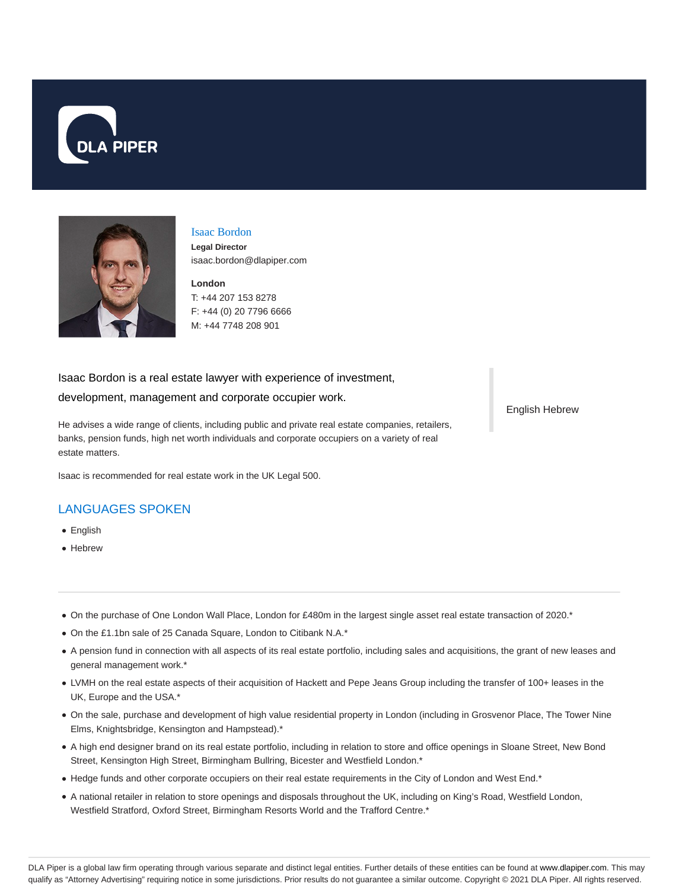DLA PIPER

## Isaac Bordon

**Legal Director**
isaac.bordon@dlapiper.com

**London**
T: +44 207 153 8278
F: +44 (0) 20 7796 6666
M: +44 7748 208 901

Isaac Bordon is a real estate lawyer with experience of investment, development, management and corporate occupier work.

English Hebrew

He advises a wide range of clients, including public and private real estate companies, retailers, banks, pension funds, high net worth individuals and corporate occupiers on a variety of real estate matters.

Isaac is recommended for real estate work in the UK Legal 500.

## LANGUAGES SPOKEN

- English
- Hebrew

---

- On the purchase of One London Wall Place, London for £480m in the largest single asset real estate transaction of 2020.*
- On the £1.1bn sale of 25 Canada Square, London to Citibank N.A.*
- A pension fund in connection with all aspects of its real estate portfolio, including sales and acquisitions, the grant of new leases and general management work.*
- LVMH on the real estate aspects of their acquisition of Hackett and Pepe Jeans Group including the transfer of 100+ leases in the UK, Europe and the USA.*
- On the sale, purchase and development of high value residential property in London (including in Grosvenor Place, The Tower Nine Elms, Knightsbridge, Kensington and Hampstead).*
- A high end designer brand on its real estate portfolio, including in relation to store and office openings in Sloane Street, New Bond Street, Kensington High Street, Birmingham Bullring, Bicester and Westfield London.*
- Hedge funds and other corporate occupiers on their real estate requirements in the City of London and West End.*
- A national retailer in relation to store openings and disposals throughout the UK, including on King's Road, Westfield London, Westfield Stratford, Oxford Street, Birmingham Resorts World and the Trafford Centre.*

DLA Piper is a global law firm operating through various separate and distinct legal entities. Further details of these entities can be found at www.dlapiper.com. This may qualify as "Attorney Advertising" requiring notice in some jurisdictions. Prior results do not guarantee a similar outcome. Copyright © 2021 DLA Piper. All rights reserved.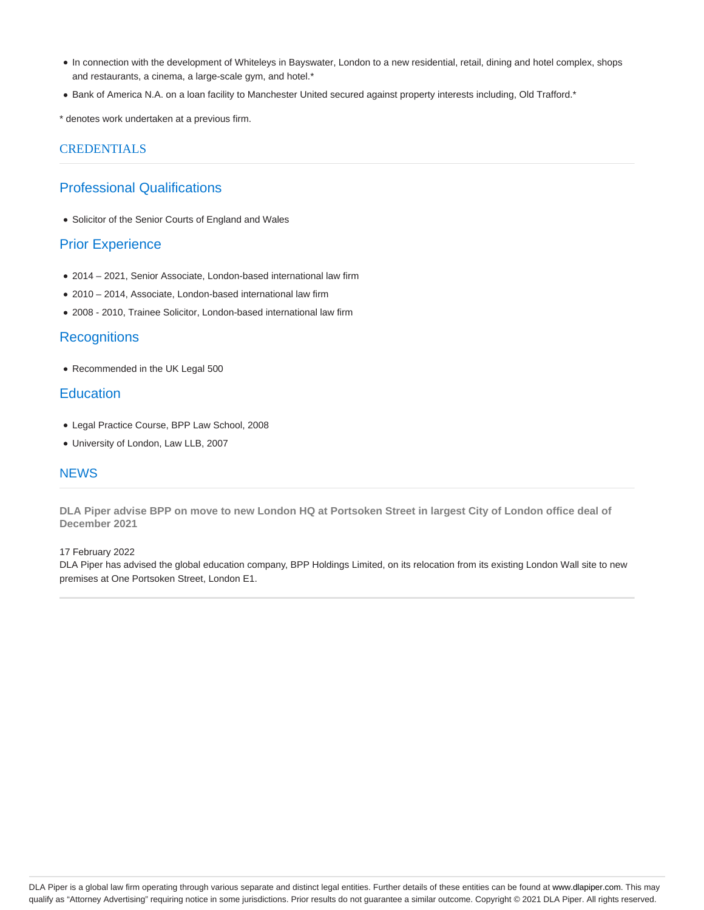- In connection with the development of Whiteleys in Bayswater, London to a new residential, retail, dining and hotel complex, shops and restaurants, a cinema, a large-scale gym, and hotel.*
- Bank of America N.A. on a loan facility to Manchester United secured against property interests including, Old Trafford.*

* denotes work undertaken at a previous firm.

## CREDENTIALS

### Professional Qualifications

- Solicitor of the Senior Courts of England and Wales

### Prior Experience

- 2014 – 2021, Senior Associate, London-based international law firm
- 2010 – 2014, Associate, London-based international law firm
- 2008 - 2010, Trainee Solicitor, London-based international law firm

### Recognitions

- Recommended in the UK Legal 500

### Education

- Legal Practice Course, BPP Law School, 2008
- University of London, Law LLB, 2007

## NEWS

**DLA Piper advise BPP on move to new London HQ at Portsoken Street in largest City of London office deal of December 2021**

17 February 2022
DLA Piper has advised the global education company, BPP Holdings Limited, on its relocation from its existing London Wall site to new premises at One Portsoken Street, London E1.

DLA Piper is a global law firm operating through various separate and distinct legal entities. Further details of these entities can be found at www.dlapiper.com. This may qualify as "Attorney Advertising" requiring notice in some jurisdictions. Prior results do not guarantee a similar outcome. Copyright © 2021 DLA Piper. All rights reserved.